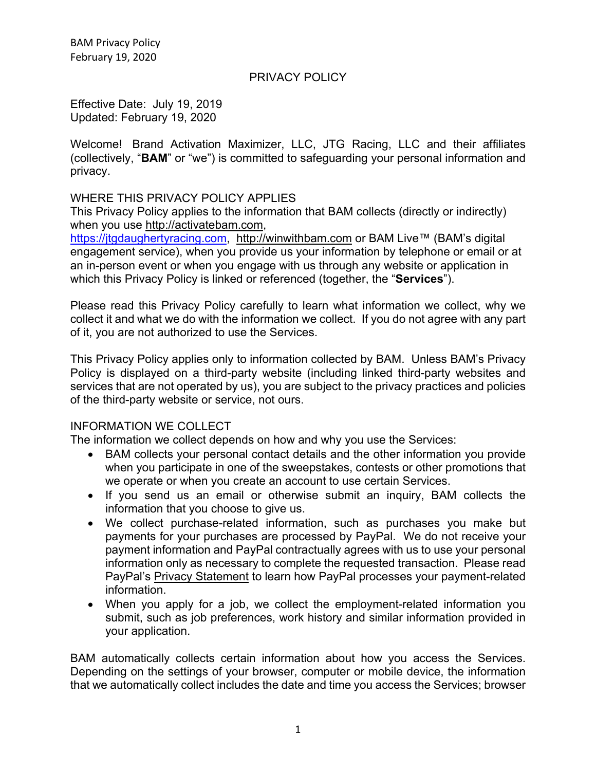# PRIVACY POLICY

Effective Date: July 19, 2019
Updated: February 19, 2020

Welcome! Brand Activation Maximizer, LLC, JTG Racing, LLC and their affiliates (collectively, "**BAM**" or "we") is committed to safeguarding your personal information and privacy.

## WHERE THIS PRIVACY POLICY APPLIES

This Privacy Policy applies to the information that BAM collects (directly or indirectly) when you use http://activatebam.com, https://jtgdaughertyracing.com, http://winwithbam.com or BAM Live™ (BAM's digital engagement service), when you provide us your information by telephone or email or at an in-person event or when you engage with us through any website or application in which this Privacy Policy is linked or referenced (together, the "**Services**").

Please read this Privacy Policy carefully to learn what information we collect, why we collect it and what we do with the information we collect. If you do not agree with any part of it, you are not authorized to use the Services.

This Privacy Policy applies only to information collected by BAM. Unless BAM's Privacy Policy is displayed on a third-party website (including linked third-party websites and services that are not operated by us), you are subject to the privacy practices and policies of the third-party website or service, not ours.

## INFORMATION WE COLLECT

The information we collect depends on how and why you use the Services:

- BAM collects your personal contact details and the other information you provide when you participate in one of the sweepstakes, contests or other promotions that we operate or when you create an account to use certain Services.
- If you send us an email or otherwise submit an inquiry, BAM collects the information that you choose to give us.
- We collect purchase-related information, such as purchases you make but payments for your purchases are processed by PayPal. We do not receive your payment information and PayPal contractually agrees with us to use your personal information only as necessary to complete the requested transaction. Please read PayPal's Privacy Statement to learn how PayPal processes your payment-related information.
- When you apply for a job, we collect the employment-related information you submit, such as job preferences, work history and similar information provided in your application.

BAM automatically collects certain information about how you access the Services. Depending on the settings of your browser, computer or mobile device, the information that we automatically collect includes the date and time you access the Services; browser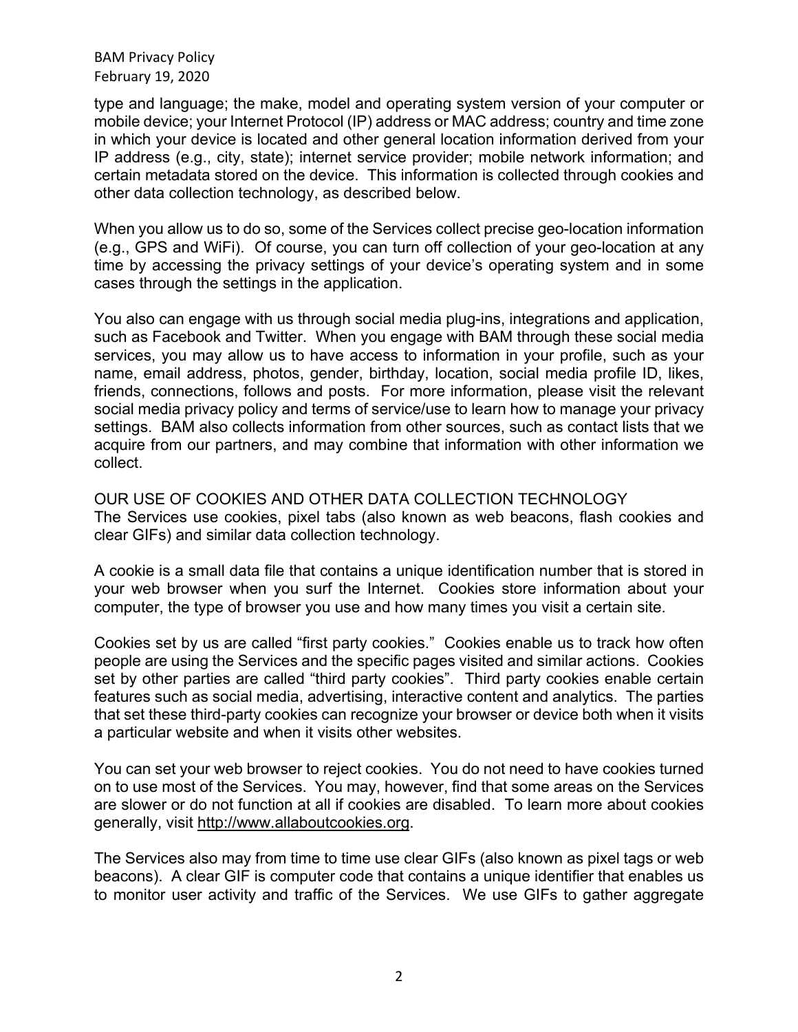type and language; the make, model and operating system version of your computer or mobile device; your Internet Protocol (IP) address or MAC address; country and time zone in which your device is located and other general location information derived from your IP address (e.g., city, state); internet service provider; mobile network information; and certain metadata stored on the device. This information is collected through cookies and other data collection technology, as described below.

When you allow us to do so, some of the Services collect precise geo-location information (e.g., GPS and WiFi). Of course, you can turn off collection of your geo-location at any time by accessing the privacy settings of your device's operating system and in some cases through the settings in the application.

You also can engage with us through social media plug-ins, integrations and application, such as Facebook and Twitter. When you engage with BAM through these social media services, you may allow us to have access to information in your profile, such as your name, email address, photos, gender, birthday, location, social media profile ID, likes, friends, connections, follows and posts. For more information, please visit the relevant social media privacy policy and terms of service/use to learn how to manage your privacy settings. BAM also collects information from other sources, such as contact lists that we acquire from our partners, and may combine that information with other information we collect.

## OUR USE OF COOKIES AND OTHER DATA COLLECTION TECHNOLOGY

The Services use cookies, pixel tabs (also known as web beacons, flash cookies and clear GIFs) and similar data collection technology.

A cookie is a small data file that contains a unique identification number that is stored in your web browser when you surf the Internet. Cookies store information about your computer, the type of browser you use and how many times you visit a certain site.

Cookies set by us are called "first party cookies." Cookies enable us to track how often people are using the Services and the specific pages visited and similar actions. Cookies set by other parties are called "third party cookies". Third party cookies enable certain features such as social media, advertising, interactive content and analytics. The parties that set these third-party cookies can recognize your browser or device both when it visits a particular website and when it visits other websites.

You can set your web browser to reject cookies. You do not need to have cookies turned on to use most of the Services. You may, however, find that some areas on the Services are slower or do not function at all if cookies are disabled. To learn more about cookies generally, visit http://www.allaboutcookies.org.

The Services also may from time to time use clear GIFs (also known as pixel tags or web beacons). A clear GIF is computer code that contains a unique identifier that enables us to monitor user activity and traffic of the Services. We use GIFs to gather aggregate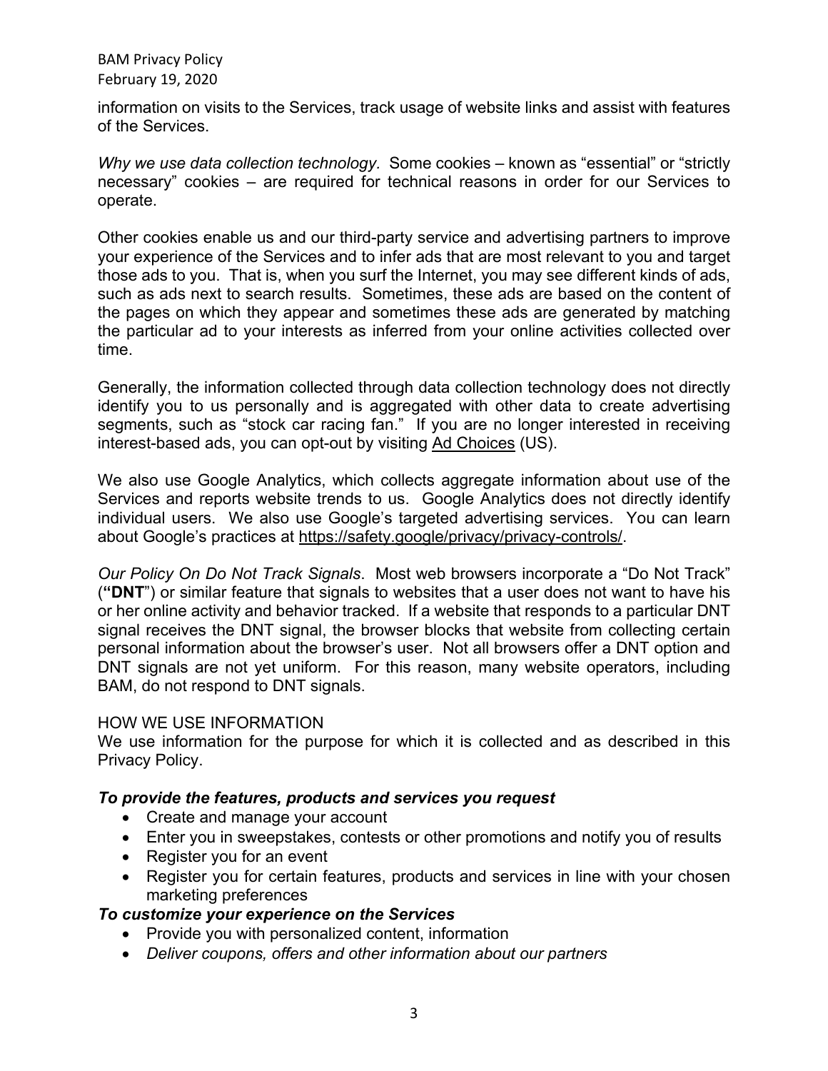information on visits to the Services, track usage of website links and assist with features of the Services.

*Why we use data collection technology.* Some cookies – known as "essential" or "strictly necessary" cookies – are required for technical reasons in order for our Services to operate.

Other cookies enable us and our third-party service and advertising partners to improve your experience of the Services and to infer ads that are most relevant to you and target those ads to you. That is, when you surf the Internet, you may see different kinds of ads, such as ads next to search results. Sometimes, these ads are based on the content of the pages on which they appear and sometimes these ads are generated by matching the particular ad to your interests as inferred from your online activities collected over time.

Generally, the information collected through data collection technology does not directly identify you to us personally and is aggregated with other data to create advertising segments, such as "stock car racing fan." If you are no longer interested in receiving interest-based ads, you can opt-out by visiting Ad Choices (US).

We also use Google Analytics, which collects aggregate information about use of the Services and reports website trends to us. Google Analytics does not directly identify individual users. We also use Google's targeted advertising services. You can learn about Google's practices at https://safety.google/privacy/privacy-controls/.

*Our Policy On Do Not Track Signals*. Most web browsers incorporate a "Do Not Track" (**"DNT"**) or similar feature that signals to websites that a user does not want to have his or her online activity and behavior tracked. If a website that responds to a particular DNT signal receives the DNT signal, the browser blocks that website from collecting certain personal information about the browser's user. Not all browsers offer a DNT option and DNT signals are not yet uniform. For this reason, many website operators, including BAM, do not respond to DNT signals.

HOW WE USE INFORMATION

We use information for the purpose for which it is collected and as described in this Privacy Policy.

***To provide the features, products and services you request***

- Create and manage your account
- Enter you in sweepstakes, contests or other promotions and notify you of results
- Register you for an event
- Register you for certain features, products and services in line with your chosen marketing preferences

***To customize your experience on the Services***

- Provide you with personalized content, information
- *Deliver coupons, offers and other information about our partners*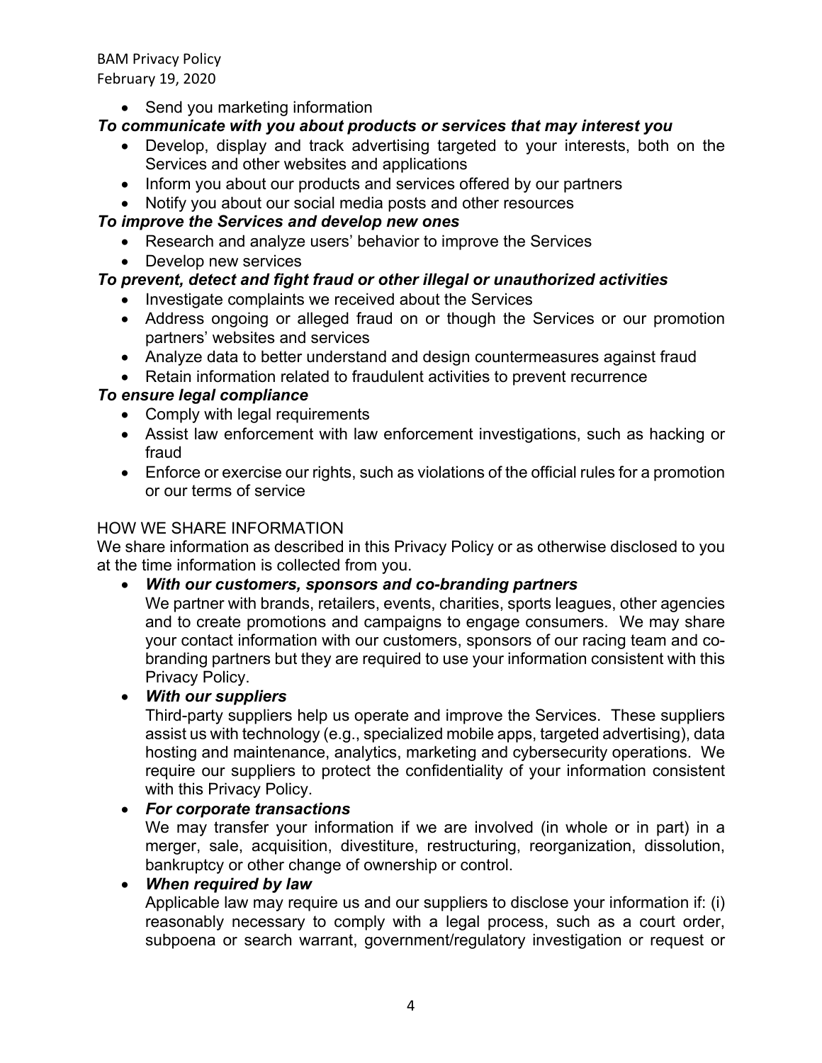- Send you marketing information

***To communicate with you about products or services that may interest you***

- Develop, display and track advertising targeted to your interests, both on the Services and other websites and applications
- Inform you about our products and services offered by our partners
- Notify you about our social media posts and other resources

***To improve the Services and develop new ones***

- Research and analyze users' behavior to improve the Services
- Develop new services

***To prevent, detect and fight fraud or other illegal or unauthorized activities***

- Investigate complaints we received about the Services
- Address ongoing or alleged fraud on or though the Services or our promotion partners' websites and services
- Analyze data to better understand and design countermeasures against fraud
- Retain information related to fraudulent activities to prevent recurrence

***To ensure legal compliance***

- Comply with legal requirements
- Assist law enforcement with law enforcement investigations, such as hacking or fraud
- Enforce or exercise our rights, such as violations of the official rules for a promotion or our terms of service

## HOW WE SHARE INFORMATION

We share information as described in this Privacy Policy or as otherwise disclosed to you at the time information is collected from you.

- ***With our customers, sponsors and co-branding partners***
  We partner with brands, retailers, events, charities, sports leagues, other agencies and to create promotions and campaigns to engage consumers. We may share your contact information with our customers, sponsors of our racing team and co-branding partners but they are required to use your information consistent with this Privacy Policy.
- ***With our suppliers***
  Third-party suppliers help us operate and improve the Services. These suppliers assist us with technology (e.g., specialized mobile apps, targeted advertising), data hosting and maintenance, analytics, marketing and cybersecurity operations. We require our suppliers to protect the confidentiality of your information consistent with this Privacy Policy.
- ***For corporate transactions***
  We may transfer your information if we are involved (in whole or in part) in a merger, sale, acquisition, divestiture, restructuring, reorganization, dissolution, bankruptcy or other change of ownership or control.
- ***When required by law***
  Applicable law may require us and our suppliers to disclose your information if: (i) reasonably necessary to comply with a legal process, such as a court order, subpoena or search warrant, government/regulatory investigation or request or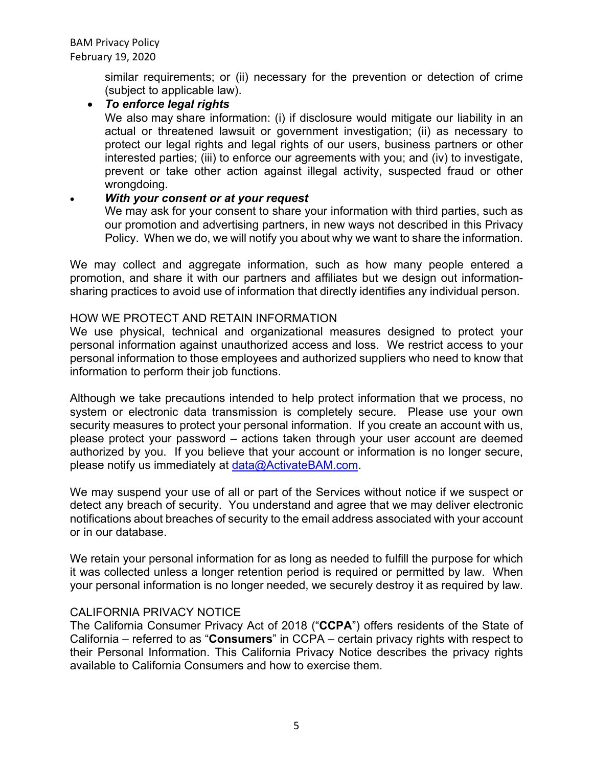similar requirements; or (ii) necessary for the prevention or detection of crime (subject to applicable law).

- ***To enforce legal rights***
  We also may share information: (i) if disclosure would mitigate our liability in an actual or threatened lawsuit or government investigation; (ii) as necessary to protect our legal rights and legal rights of our users, business partners or other interested parties; (iii) to enforce our agreements with you; and (iv) to investigate, prevent or take other action against illegal activity, suspected fraud or other wrongdoing.
- ***With your consent or at your request***
  We may ask for your consent to share your information with third parties, such as our promotion and advertising partners, in new ways not described in this Privacy Policy. When we do, we will notify you about why we want to share the information.

We may collect and aggregate information, such as how many people entered a promotion, and share it with our partners and affiliates but we design out information-sharing practices to avoid use of information that directly identifies any individual person.

## HOW WE PROTECT AND RETAIN INFORMATION

We use physical, technical and organizational measures designed to protect your personal information against unauthorized access and loss. We restrict access to your personal information to those employees and authorized suppliers who need to know that information to perform their job functions.

Although we take precautions intended to help protect information that we process, no system or electronic data transmission is completely secure. Please use your own security measures to protect your personal information. If you create an account with us, please protect your password – actions taken through your user account are deemed authorized by you. If you believe that your account or information is no longer secure, please notify us immediately at data@ActivateBAM.com.

We may suspend your use of all or part of the Services without notice if we suspect or detect any breach of security. You understand and agree that we may deliver electronic notifications about breaches of security to the email address associated with your account or in our database.

We retain your personal information for as long as needed to fulfill the purpose for which it was collected unless a longer retention period is required or permitted by law. When your personal information is no longer needed, we securely destroy it as required by law.

## CALIFORNIA PRIVACY NOTICE

The California Consumer Privacy Act of 2018 ("**CCPA**") offers residents of the State of California – referred to as "**Consumers**" in CCPA – certain privacy rights with respect to their Personal Information. This California Privacy Notice describes the privacy rights available to California Consumers and how to exercise them.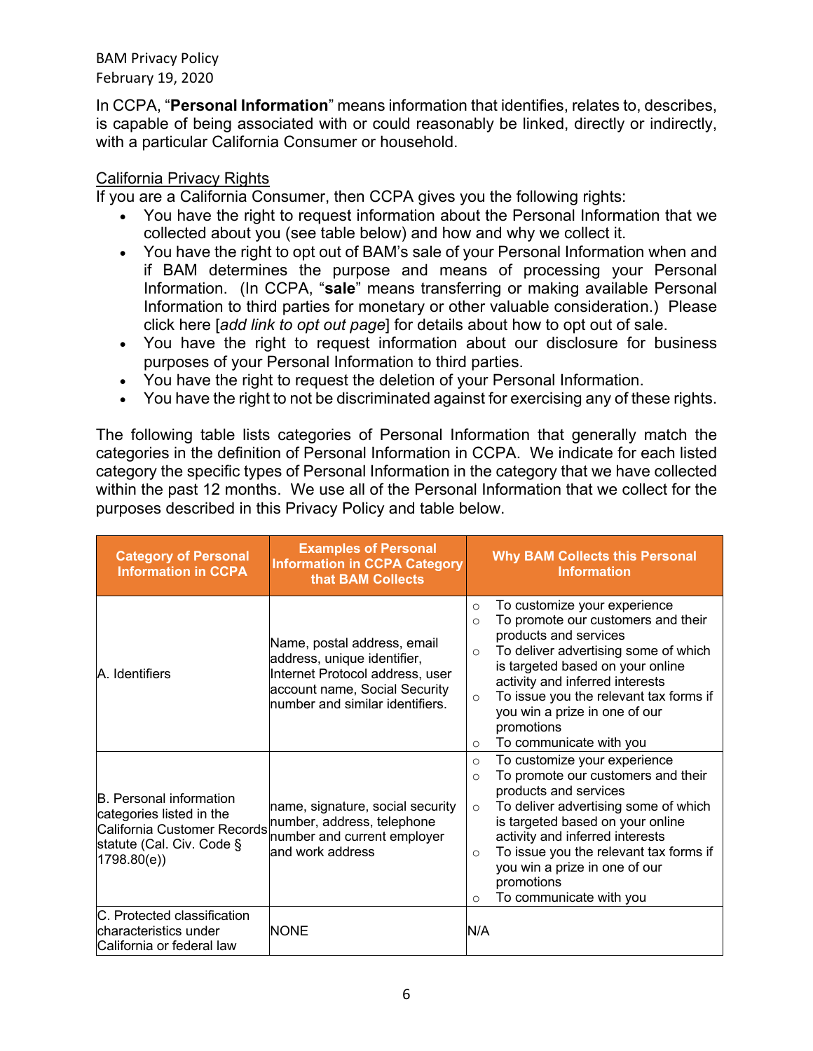In CCPA, "**Personal Information**" means information that identifies, relates to, describes, is capable of being associated with or could reasonably be linked, directly or indirectly, with a particular California Consumer or household.

<u>California Privacy Rights</u>

If you are a California Consumer, then CCPA gives you the following rights:

- You have the right to request information about the Personal Information that we collected about you (see table below) and how and why we collect it.
- You have the right to opt out of BAM's sale of your Personal Information when and if BAM determines the purpose and means of processing your Personal Information. (In CCPA, "**sale**" means transferring or making available Personal Information to third parties for monetary or other valuable consideration.) Please click here [*add link to opt out page*] for details about how to opt out of sale.
- You have the right to request information about our disclosure for business purposes of your Personal Information to third parties.
- You have the right to request the deletion of your Personal Information.
- You have the right to not be discriminated against for exercising any of these rights.

The following table lists categories of Personal Information that generally match the categories in the definition of Personal Information in CCPA. We indicate for each listed category the specific types of Personal Information in the category that we have collected within the past 12 months. We use all of the Personal Information that we collect for the purposes described in this Privacy Policy and table below.

| Category of Personal Information in CCPA | Examples of Personal Information in CCPA Category that BAM Collects | Why BAM Collects this Personal Information |
|---|---|---|
| A. Identifiers | Name, postal address, email address, unique identifier, Internet Protocol address, user account name, Social Security number and similar identifiers. | ○ To customize your experience<br>○ To promote our customers and their products and services<br>○ To deliver advertising some of which is targeted based on your online activity and inferred interests<br>○ To issue you the relevant tax forms if you win a prize in one of our promotions<br>○ To communicate with you |
| B. Personal information categories listed in the California Customer Records statute (Cal. Civ. Code § 1798.80(e)) | name, signature, social security number, address, telephone number and current employer and work address | ○ To customize your experience<br>○ To promote our customers and their products and services<br>○ To deliver advertising some of which is targeted based on your online activity and inferred interests<br>○ To issue you the relevant tax forms if you win a prize in one of our promotions<br>○ To communicate with you |
| C. Protected classification characteristics under California or federal law | NONE | N/A |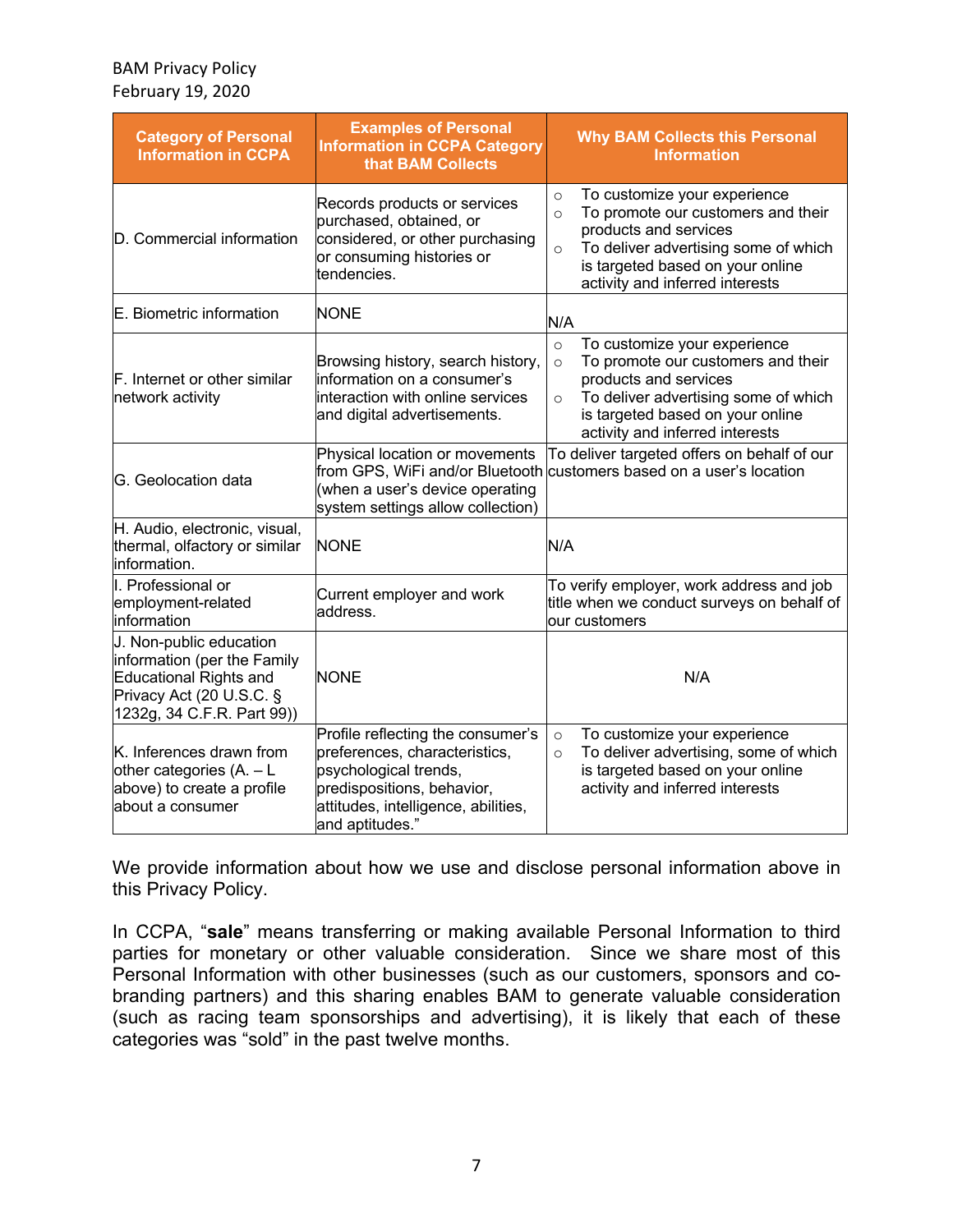| Category of Personal Information in CCPA | Examples of Personal Information in CCPA Category that BAM Collects | Why BAM Collects this Personal Information |
|---|---|---|
| D. Commercial information | Records products or services purchased, obtained, or considered, or other purchasing or consuming histories or tendencies. | ○ To customize your experience<br>○ To promote our customers and their products and services<br>○ To deliver advertising some of which is targeted based on your online activity and inferred interests |
| E. Biometric information | NONE | N/A |
| F. Internet or other similar network activity | Browsing history, search history, information on a consumer's interaction with online services and digital advertisements. | ○ To customize your experience<br>○ To promote our customers and their products and services<br>○ To deliver advertising some of which is targeted based on your online activity and inferred interests |
| G. Geolocation data | Physical location or movements from GPS, WiFi and/or Bluetooth (when a user's device operating system settings allow collection) | To deliver targeted offers on behalf of our customers based on a user's location |
| H. Audio, electronic, visual, thermal, olfactory or similar information. | NONE | N/A |
| I. Professional or employment-related information | Current employer and work address. | To verify employer, work address and job title when we conduct surveys on behalf of our customers |
| J. Non-public education information (per the Family Educational Rights and Privacy Act (20 U.S.C. § 1232g, 34 C.F.R. Part 99)) | NONE | N/A |
| K. Inferences drawn from other categories (A. – L above) to create a profile about a consumer | Profile reflecting the consumer's preferences, characteristics, psychological trends, predispositions, behavior, attitudes, intelligence, abilities, and aptitudes." | ○ To customize your experience<br>○ To deliver advertising, some of which is targeted based on your online activity and inferred interests |

We provide information about how we use and disclose personal information above in this Privacy Policy.

In CCPA, "**sale**" means transferring or making available Personal Information to third parties for monetary or other valuable consideration. Since we share most of this Personal Information with other businesses (such as our customers, sponsors and co-branding partners) and this sharing enables BAM to generate valuable consideration (such as racing team sponsorships and advertising), it is likely that each of these categories was "sold" in the past twelve months.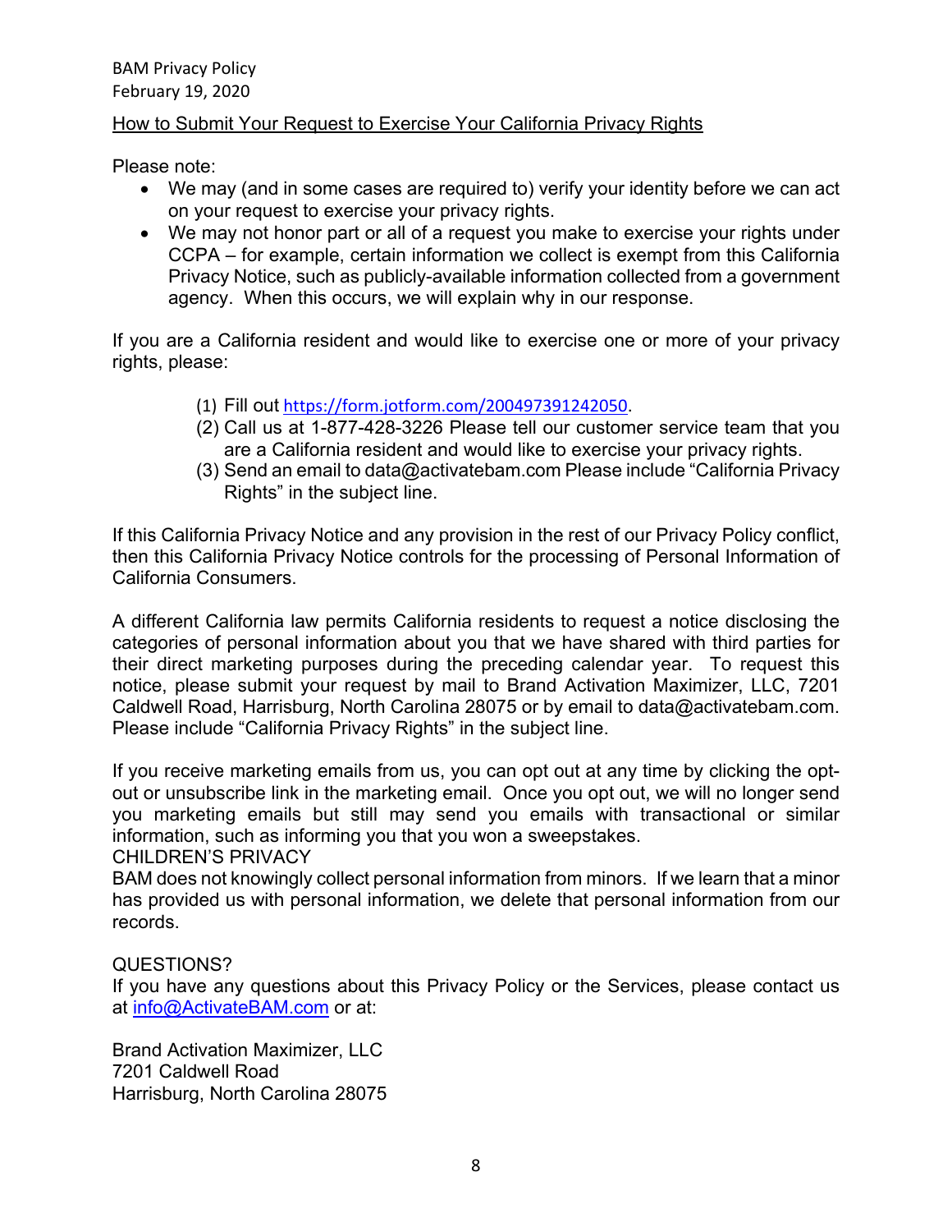## How to Submit Your Request to Exercise Your California Privacy Rights

Please note:

- We may (and in some cases are required to) verify your identity before we can act on your request to exercise your privacy rights.
- We may not honor part or all of a request you make to exercise your rights under CCPA – for example, certain information we collect is exempt from this California Privacy Notice, such as publicly-available information collected from a government agency. When this occurs, we will explain why in our response.

If you are a California resident and would like to exercise one or more of your privacy rights, please:

(1) Fill out https://form.jotform.com/200497391242050.
(2) Call us at 1-877-428-3226 Please tell our customer service team that you are a California resident and would like to exercise your privacy rights.
(3) Send an email to data@activatebam.com Please include "California Privacy Rights" in the subject line.

If this California Privacy Notice and any provision in the rest of our Privacy Policy conflict, then this California Privacy Notice controls for the processing of Personal Information of California Consumers.

A different California law permits California residents to request a notice disclosing the categories of personal information about you that we have shared with third parties for their direct marketing purposes during the preceding calendar year. To request this notice, please submit your request by mail to Brand Activation Maximizer, LLC, 7201 Caldwell Road, Harrisburg, North Carolina 28075 or by email to data@activatebam.com. Please include "California Privacy Rights" in the subject line.

If you receive marketing emails from us, you can opt out at any time by clicking the opt-out or unsubscribe link in the marketing email. Once you opt out, we will no longer send you marketing emails but still may send you emails with transactional or similar information, such as informing you that you won a sweepstakes.

## CHILDREN'S PRIVACY

BAM does not knowingly collect personal information from minors. If we learn that a minor has provided us with personal information, we delete that personal information from our records.

## QUESTIONS?

If you have any questions about this Privacy Policy or the Services, please contact us at info@ActivateBAM.com or at:

Brand Activation Maximizer, LLC
7201 Caldwell Road
Harrisburg, North Carolina 28075